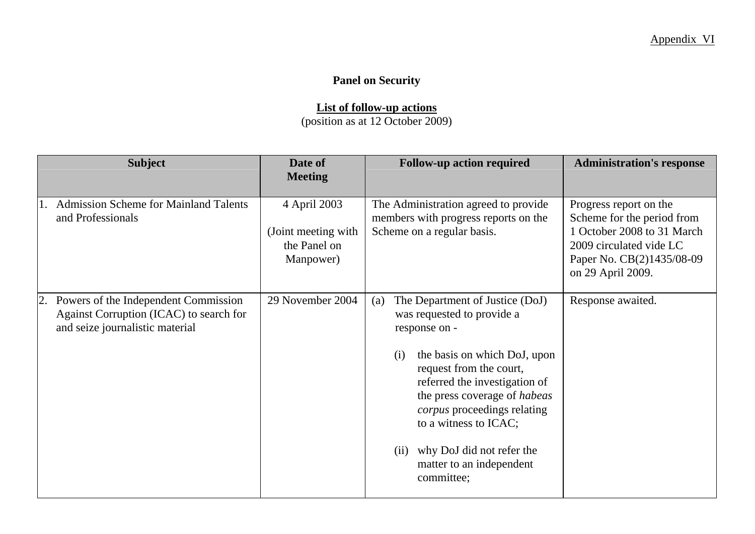Appendix VI

**Panel on Security**

**List of follow-up actions**
(position as at 12 October 2009)

| Subject | Date of Meeting | Follow-up action required | Administration's response |
|---|---|---|---|
| 1. Admission Scheme for Mainland Talents and Professionals | 4 April 2003<br><br>(Joint meeting with the Panel on Manpower) | The Administration agreed to provide members with progress reports on the Scheme on a regular basis. | Progress report on the Scheme for the period from 1 October 2008 to 31 March 2009 circulated vide LC Paper No. CB(2)1435/08-09 on 29 April 2009. |
| 2. Powers of the Independent Commission Against Corruption (ICAC) to search for and seize journalistic material | 29 November 2004 | (a) The Department of Justice (DoJ) was requested to provide a response on -<br><br>(i) the basis on which DoJ, upon request from the court, referred the investigation of the press coverage of *habeas corpus* proceedings relating to a witness to ICAC;<br><br>(ii) why DoJ did not refer the matter to an independent committee; | Response awaited. |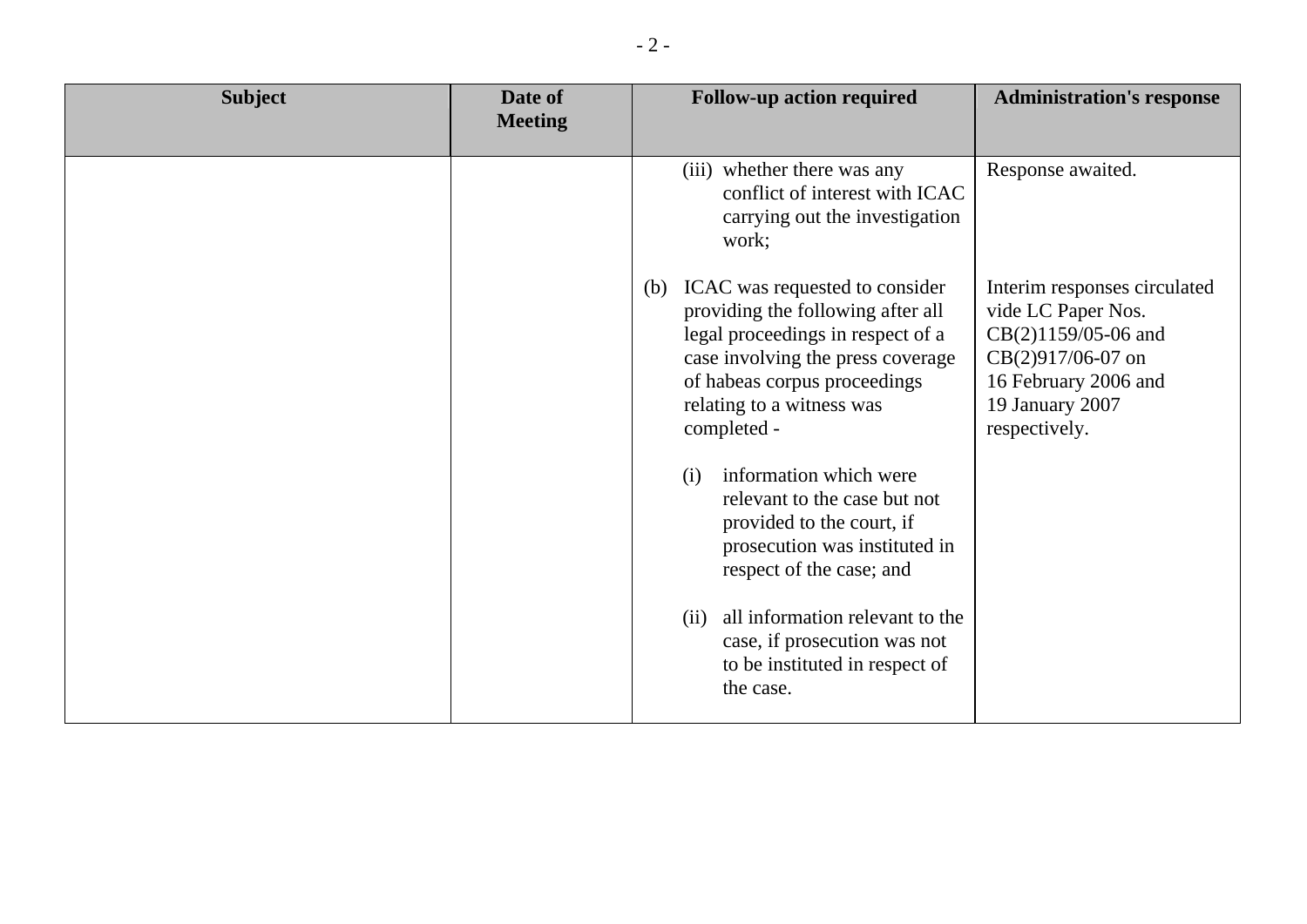| Subject | Date of Meeting | Follow-up action required | Administration's response |
|---|---|---|---|
| | | (iii) whether there was any conflict of interest with ICAC carrying out the investigation work; | Response awaited. |
| | | (b) ICAC was requested to consider providing the following after all legal proceedings in respect of a case involving the press coverage of habeas corpus proceedings relating to a witness was completed - | Interim responses circulated vide LC Paper Nos. CB(2)1159/05-06 and CB(2)917/06-07 on 16 February 2006 and 19 January 2007 respectively. |
| | | (i) information which were relevant to the case but not provided to the court, if prosecution was instituted in respect of the case; and | |
| | | (ii) all information relevant to the case, if prosecution was not to be instituted in respect of the case. | |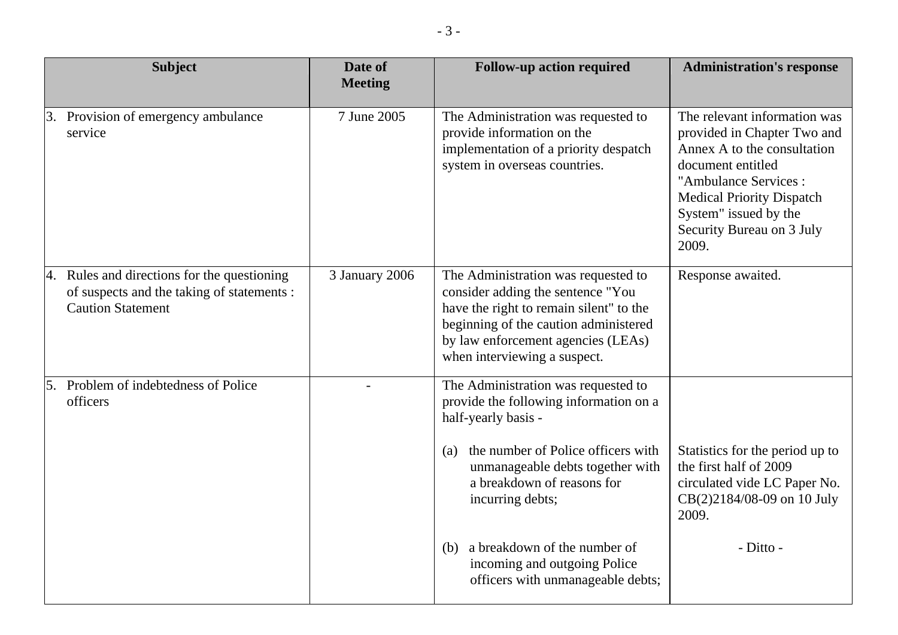| Subject | Date of Meeting | Follow-up action required | Administration's response |
|---|---|---|---|
| 3. Provision of emergency ambulance service | 7 June 2005 | The Administration was requested to provide information on the implementation of a priority despatch system in overseas countries. | The relevant information was provided in Chapter Two and Annex A to the consultation document entitled "Ambulance Services : Medical Priority Dispatch System" issued by the Security Bureau on 3 July 2009. |
| 4. Rules and directions for the questioning of suspects and the taking of statements : Caution Statement | 3 January 2006 | The Administration was requested to consider adding the sentence "You have the right to remain silent" to the beginning of the caution administered by law enforcement agencies (LEAs) when interviewing a suspect. | Response awaited. |
| 5. Problem of indebtedness of Police officers | - | The Administration was requested to provide the following information on a half-yearly basis -<br><br>(a) the number of Police officers with unmanageable debts together with a breakdown of reasons for incurring debts;<br><br>(b) a breakdown of the number of incoming and outgoing Police officers with unmanageable debts; | <br><br><br>Statistics for the period up to the first half of 2009 circulated vide LC Paper No. CB(2)2184/08-09 on 10 July 2009.<br><br>- Ditto - |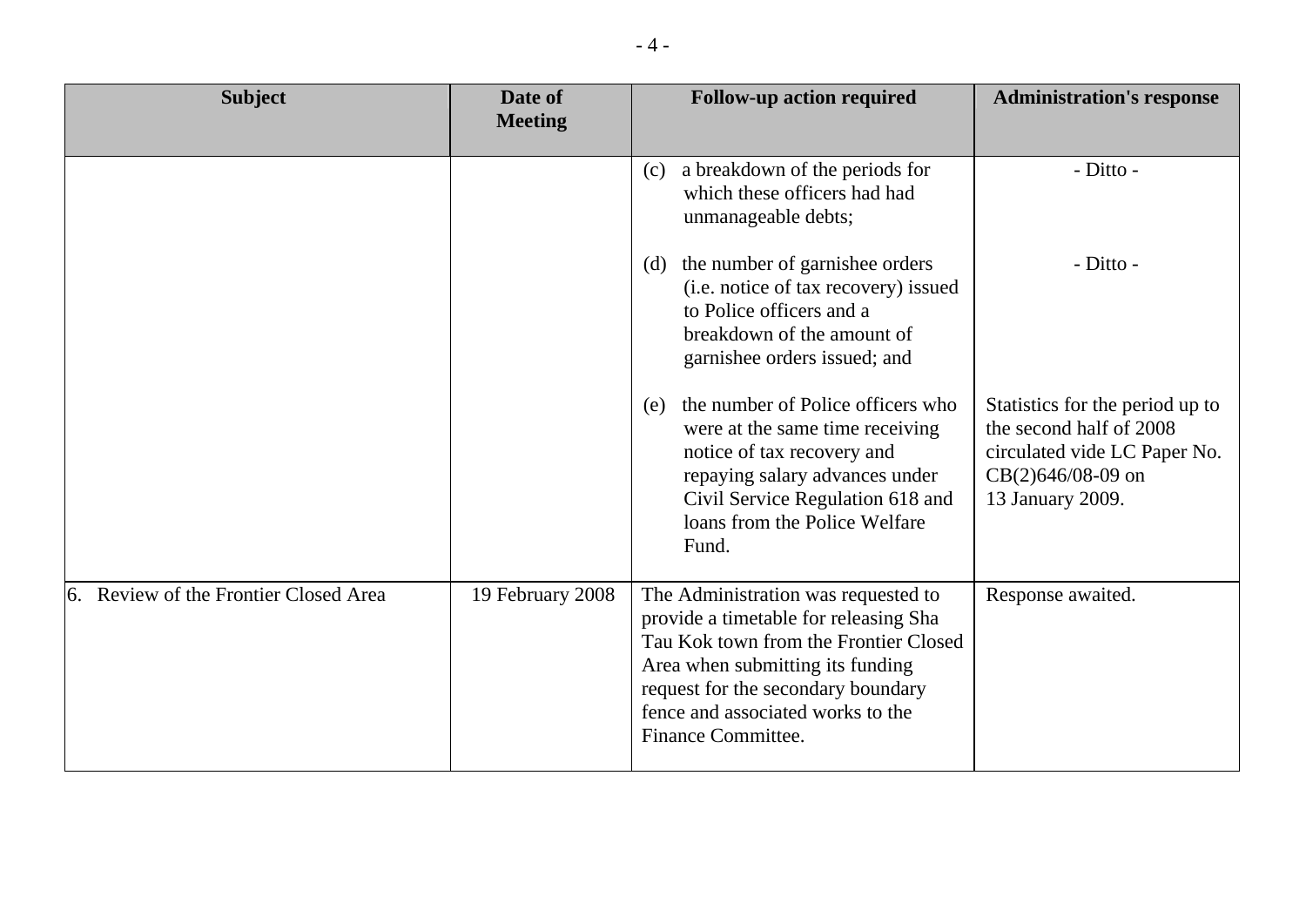| Subject | Date of Meeting | Follow-up action required | Administration's response |
|---|---|---|---|
| | | (c) a breakdown of the periods for which these officers had had unmanageable debts; | - Ditto - |
| | | (d) the number of garnishee orders (i.e. notice of tax recovery) issued to Police officers and a breakdown of the amount of garnishee orders issued; and | - Ditto - |
| | | (e) the number of Police officers who were at the same time receiving notice of tax recovery and repaying salary advances under Civil Service Regulation 618 and loans from the Police Welfare Fund. | Statistics for the period up to the second half of 2008 circulated vide LC Paper No. CB(2)646/08-09 on 13 January 2009. |
| 6. Review of the Frontier Closed Area | 19 February 2008 | The Administration was requested to provide a timetable for releasing Sha Tau Kok town from the Frontier Closed Area when submitting its funding request for the secondary boundary fence and associated works to the Finance Committee. | Response awaited. |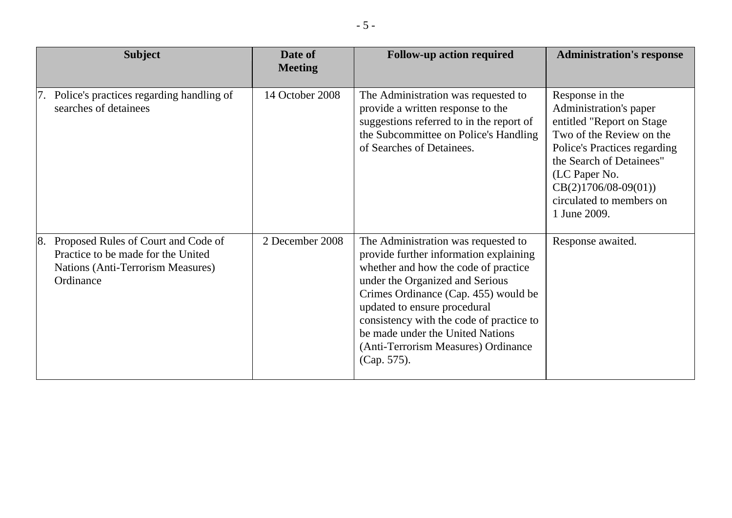| Subject | Date of Meeting | Follow-up action required | Administration's response |
|---|---|---|---|
| 7. Police's practices regarding handling of searches of detainees | 14 October 2008 | The Administration was requested to provide a written response to the suggestions referred to in the report of the Subcommittee on Police's Handling of Searches of Detainees. | Response in the Administration's paper entitled "Report on Stage Two of the Review on the Police's Practices regarding the Search of Detainees" (LC Paper No. CB(2)1706/08-09(01)) circulated to members on 1 June 2009. |
| 8. Proposed Rules of Court and Code of Practice to be made for the United Nations (Anti-Terrorism Measures) Ordinance | 2 December 2008 | The Administration was requested to provide further information explaining whether and how the code of practice under the Organized and Serious Crimes Ordinance (Cap. 455) would be updated to ensure procedural consistency with the code of practice to be made under the United Nations (Anti-Terrorism Measures) Ordinance (Cap. 575). | Response awaited. |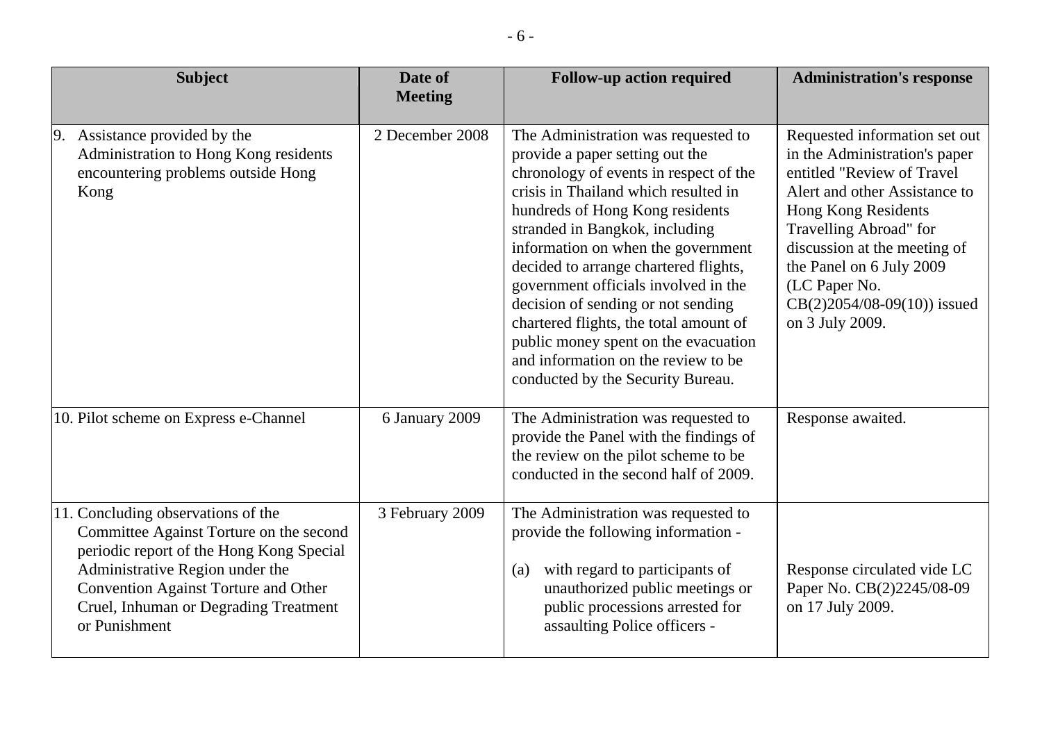| Subject | Date of Meeting | Follow-up action required | Administration's response |
|---|---|---|---|
| 9. Assistance provided by the Administration to Hong Kong residents encountering problems outside Hong Kong | 2 December 2008 | The Administration was requested to provide a paper setting out the chronology of events in respect of the crisis in Thailand which resulted in hundreds of Hong Kong residents stranded in Bangkok, including information on when the government decided to arrange chartered flights, government officials involved in the decision of sending or not sending chartered flights, the total amount of public money spent on the evacuation and information on the review to be conducted by the Security Bureau. | Requested information set out in the Administration's paper entitled "Review of Travel Alert and other Assistance to Hong Kong Residents Travelling Abroad" for discussion at the meeting of the Panel on 6 July 2009 (LC Paper No. CB(2)2054/08-09(10)) issued on 3 July 2009. |
| 10. Pilot scheme on Express e-Channel | 6 January 2009 | The Administration was requested to provide the Panel with the findings of the review on the pilot scheme to be conducted in the second half of 2009. | Response awaited. |
| 11. Concluding observations of the Committee Against Torture on the second periodic report of the Hong Kong Special Administrative Region under the Convention Against Torture and Other Cruel, Inhuman or Degrading Treatment or Punishment | 3 February 2009 | The Administration was requested to provide the following information -<br><br>(a) with regard to participants of unauthorized public meetings or public processions arrested for assaulting Police officers - | Response circulated vide LC Paper No. CB(2)2245/08-09 on 17 July 2009. |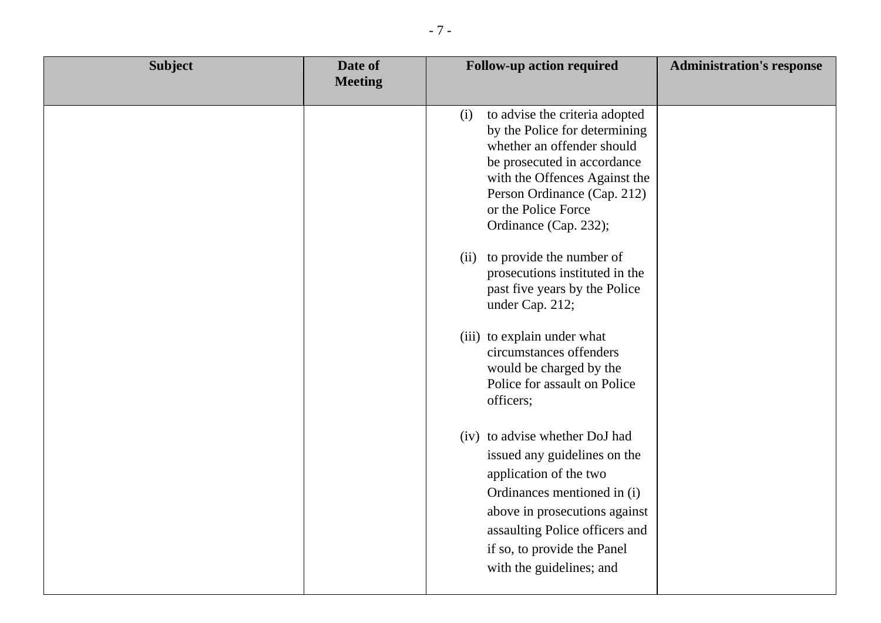| Subject | Date of Meeting | Follow-up action required | Administration's response |
|---|---|---|---|
| | | (i) to advise the criteria adopted by the Police for determining whether an offender should be prosecuted in accordance with the Offences Against the Person Ordinance (Cap. 212) or the Police Force Ordinance (Cap. 232);<br><br>(ii) to provide the number of prosecutions instituted in the past five years by the Police under Cap. 212;<br><br>(iii) to explain under what circumstances offenders would be charged by the Police for assault on Police officers;<br><br>(iv) to advise whether DoJ had issued any guidelines on the application of the two Ordinances mentioned in (i) above in prosecutions against assaulting Police officers and if so, to provide the Panel with the guidelines; and | |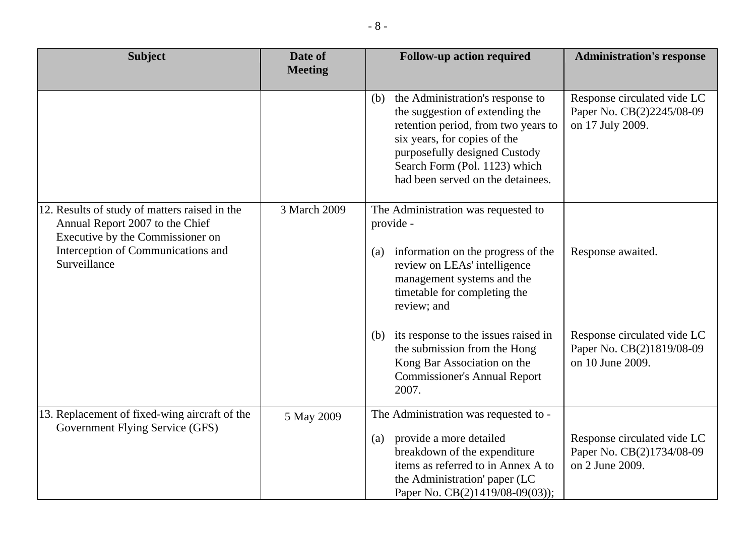| Subject | Date of Meeting | Follow-up action required | Administration's response |
|---|---|---|---|
| | | (b) the Administration's response to the suggestion of extending the retention period, from two years to six years, for copies of the purposefully designed Custody Search Form (Pol. 1123) which had been served on the detainees. | Response circulated vide LC Paper No. CB(2)2245/08-09 on 17 July 2009. |
| 12. Results of study of matters raised in the Annual Report 2007 to the Chief Executive by the Commissioner on Interception of Communications and Surveillance | 3 March 2009 | The Administration was requested to provide - | |
| | | (a) information on the progress of the review on LEAs' intelligence management systems and the timetable for completing the review; and | Response awaited. |
| | | (b) its response to the issues raised in the submission from the Hong Kong Bar Association on the Commissioner's Annual Report 2007. | Response circulated vide LC Paper No. CB(2)1819/08-09 on 10 June 2009. |
| 13. Replacement of fixed-wing aircraft of the Government Flying Service (GFS) | 5 May 2009 | The Administration was requested to - | |
| | | (a) provide a more detailed breakdown of the expenditure items as referred to in Annex A to the Administration' paper (LC Paper No. CB(2)1419/08-09(03)); | Response circulated vide LC Paper No. CB(2)1734/08-09 on 2 June 2009. |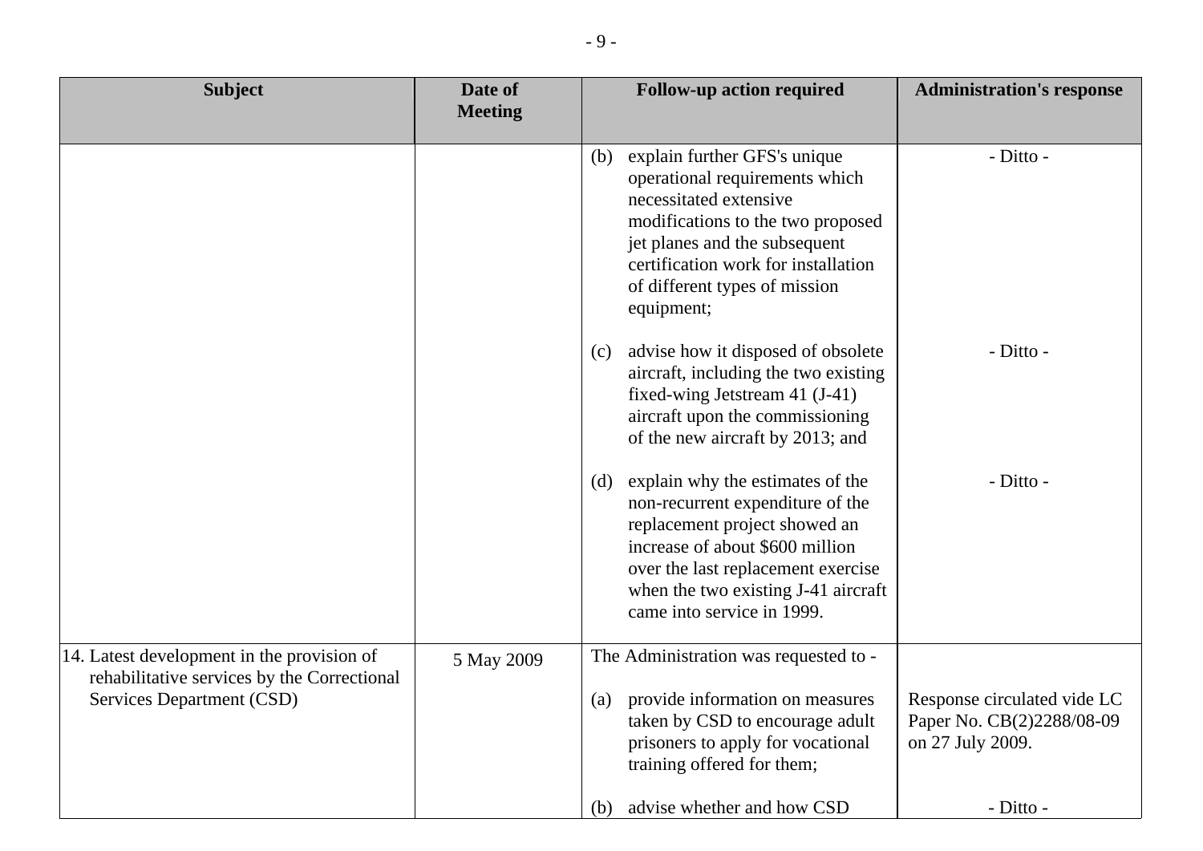| Subject | Date of Meeting | Follow-up action required | Administration's response |
|---|---|---|---|
| | | (b) explain further GFS's unique operational requirements which necessitated extensive modifications to the two proposed jet planes and the subsequent certification work for installation of different types of mission equipment; | - Ditto - |
| | | (c) advise how it disposed of obsolete aircraft, including the two existing fixed-wing Jetstream 41 (J-41) aircraft upon the commissioning of the new aircraft by 2013; and | - Ditto - |
| | | (d) explain why the estimates of the non-recurrent expenditure of the replacement project showed an increase of about $600 million over the last replacement exercise when the two existing J-41 aircraft came into service in 1999. | - Ditto - |
| 14. Latest development in the provision of rehabilitative services by the Correctional Services Department (CSD) | 5 May 2009 | The Administration was requested to - | |
| | | (a) provide information on measures taken by CSD to encourage adult prisoners to apply for vocational training offered for them; | Response circulated vide LC Paper No. CB(2)2288/08-09 on 27 July 2009. |
| | | (b) advise whether and how CSD | - Ditto - |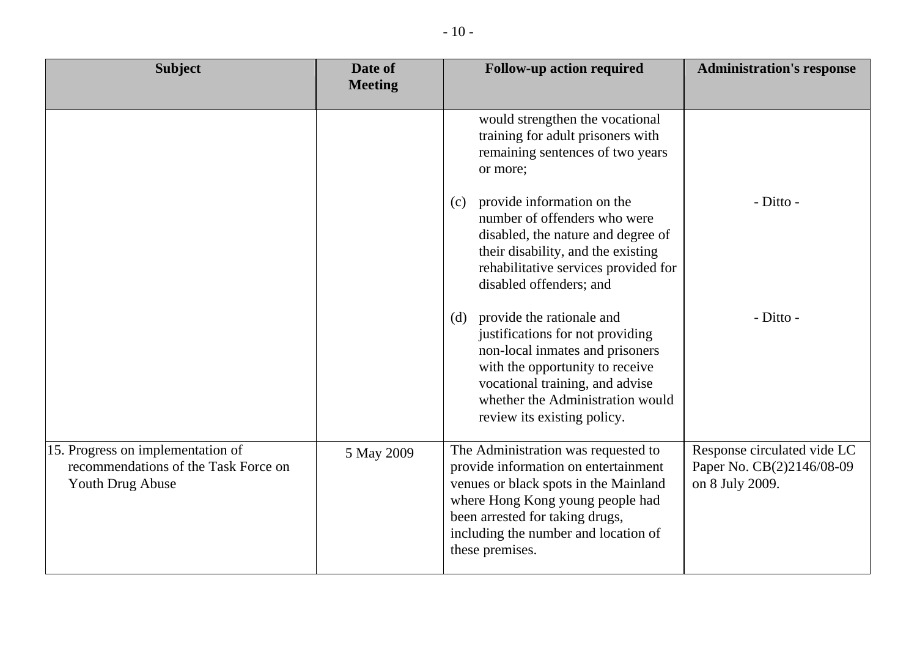| Subject | Date of Meeting | Follow-up action required | Administration's response |
|---|---|---|---|
| | | would strengthen the vocational training for adult prisoners with remaining sentences of two years or more; | |
| | | (c) provide information on the number of offenders who were disabled, the nature and degree of their disability, and the existing rehabilitative services provided for disabled offenders; and | - Ditto - |
| | | (d) provide the rationale and justifications for not providing non-local inmates and prisoners with the opportunity to receive vocational training, and advise whether the Administration would review its existing policy. | - Ditto - |
| 15. Progress on implementation of recommendations of the Task Force on Youth Drug Abuse | 5 May 2009 | The Administration was requested to provide information on entertainment venues or black spots in the Mainland where Hong Kong young people had been arrested for taking drugs, including the number and location of these premises. | Response circulated vide LC Paper No. CB(2)2146/08-09 on 8 July 2009. |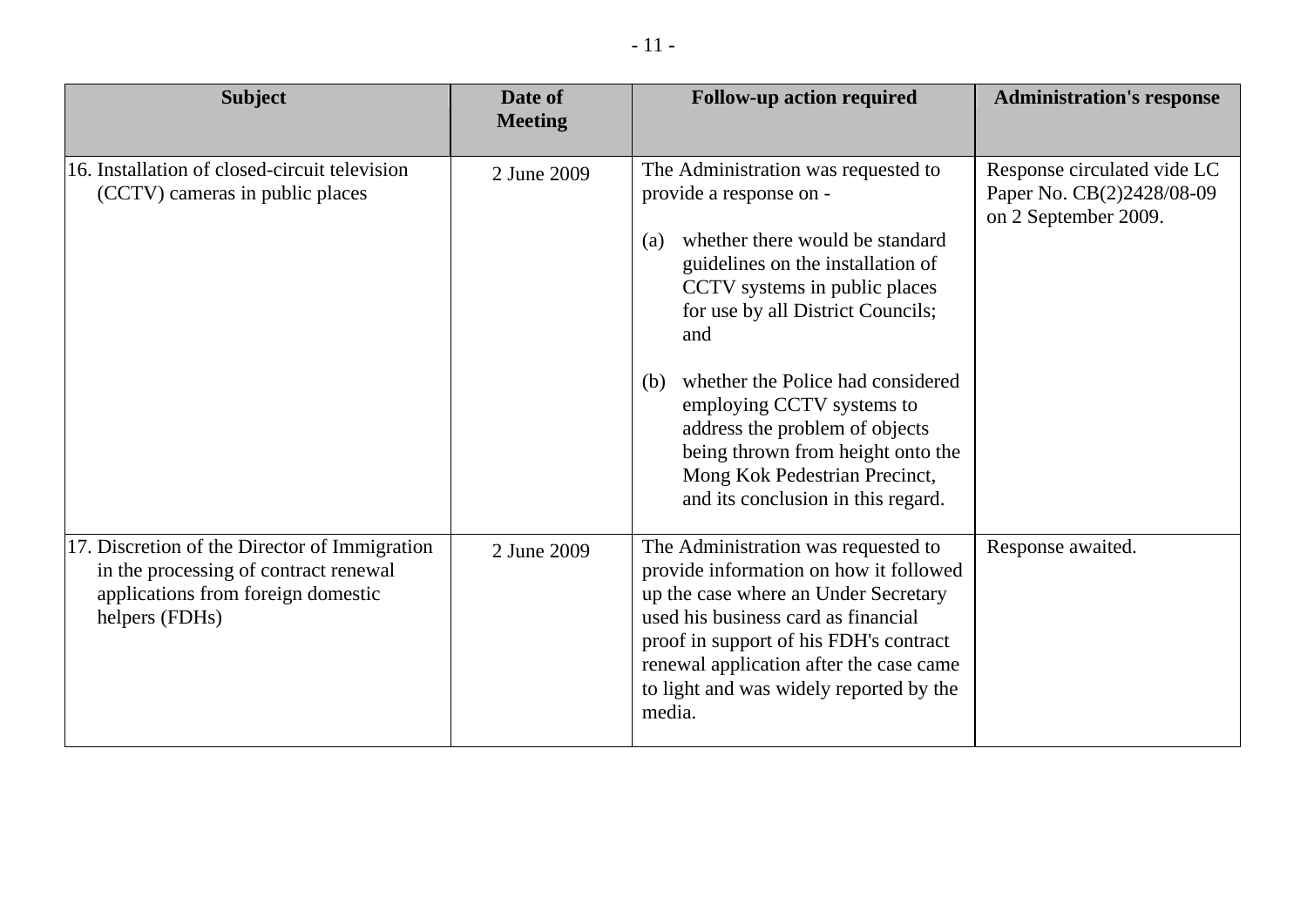| Subject | Date of Meeting | Follow-up action required | Administration's response |
|---|---|---|---|
| 16. Installation of closed-circuit television (CCTV) cameras in public places | 2 June 2009 | The Administration was requested to provide a response on - <br><br>(a) whether there would be standard guidelines on the installation of CCTV systems in public places for use by all District Councils; and <br><br>(b) whether the Police had considered employing CCTV systems to address the problem of objects being thrown from height onto the Mong Kok Pedestrian Precinct, and its conclusion in this regard. | Response circulated vide LC Paper No. CB(2)2428/08-09 on 2 September 2009. |
| 17. Discretion of the Director of Immigration in the processing of contract renewal applications from foreign domestic helpers (FDHs) | 2 June 2009 | The Administration was requested to provide information on how it followed up the case where an Under Secretary used his business card as financial proof in support of his FDH's contract renewal application after the case came to light and was widely reported by the media. | Response awaited. |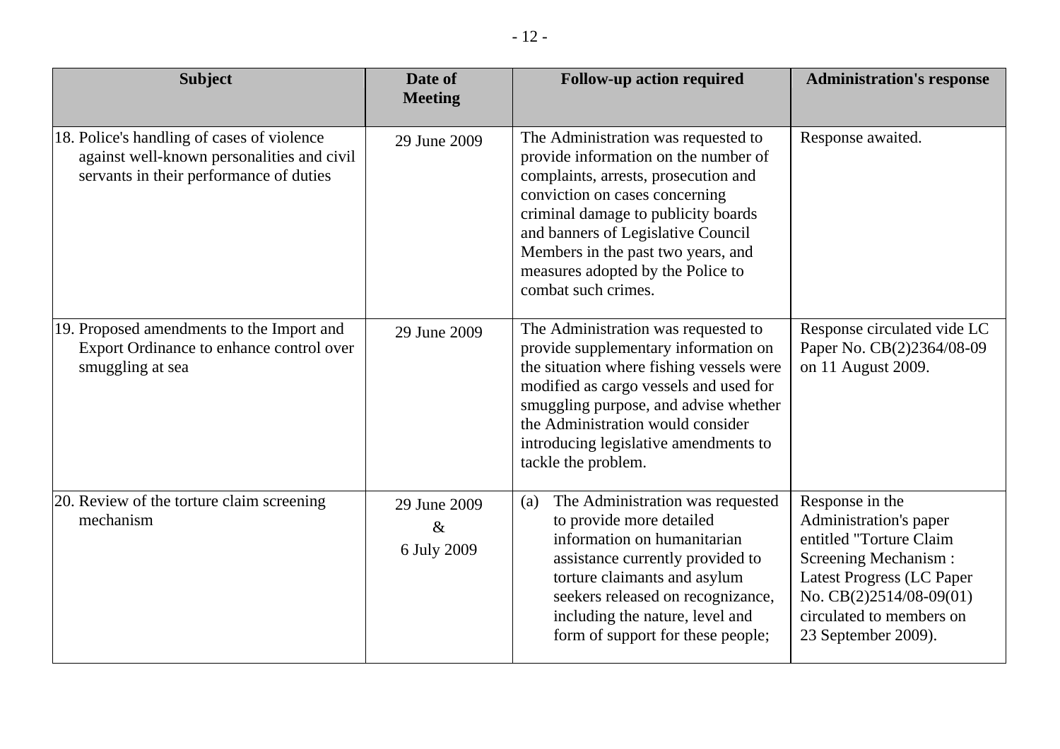| Subject | Date of Meeting | Follow-up action required | Administration's response |
|---|---|---|---|
| 18. Police's handling of cases of violence against well-known personalities and civil servants in their performance of duties | 29 June 2009 | The Administration was requested to provide information on the number of complaints, arrests, prosecution and conviction on cases concerning criminal damage to publicity boards and banners of Legislative Council Members in the past two years, and measures adopted by the Police to combat such crimes. | Response awaited. |
| 19. Proposed amendments to the Import and Export Ordinance to enhance control over smuggling at sea | 29 June 2009 | The Administration was requested to provide supplementary information on the situation where fishing vessels were modified as cargo vessels and used for smuggling purpose, and advise whether the Administration would consider introducing legislative amendments to tackle the problem. | Response circulated vide LC Paper No. CB(2)2364/08-09 on 11 August 2009. |
| 20. Review of the torture claim screening mechanism | 29 June 2009 & 6 July 2009 | (a) The Administration was requested to provide more detailed information on humanitarian assistance currently provided to torture claimants and asylum seekers released on recognizance, including the nature, level and form of support for these people; | Response in the Administration's paper entitled "Torture Claim Screening Mechanism : Latest Progress (LC Paper No. CB(2)2514/08-09(01) circulated to members on 23 September 2009). |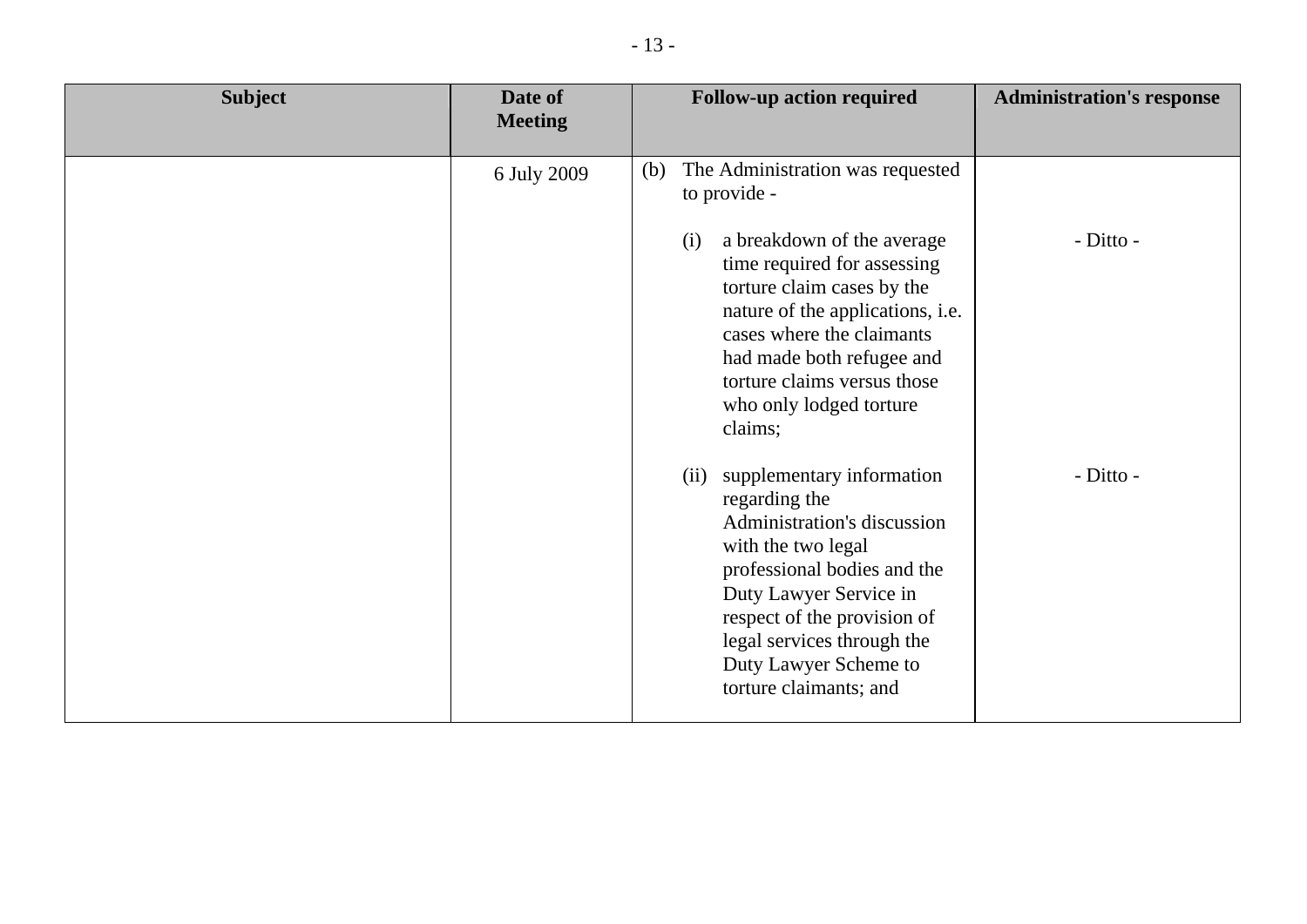| Subject | Date of Meeting | Follow-up action required | Administration's response |
| --- | --- | --- | --- |
| | 6 July 2009 | (b) The Administration was requested to provide - | |
| | | (i) a breakdown of the average time required for assessing torture claim cases by the nature of the applications, i.e. cases where the claimants had made both refugee and torture claims versus those who only lodged torture claims; | - Ditto - |
| | | (ii) supplementary information regarding the Administration's discussion with the two legal professional bodies and the Duty Lawyer Service in respect of the provision of legal services through the Duty Lawyer Scheme to torture claimants; and | - Ditto - |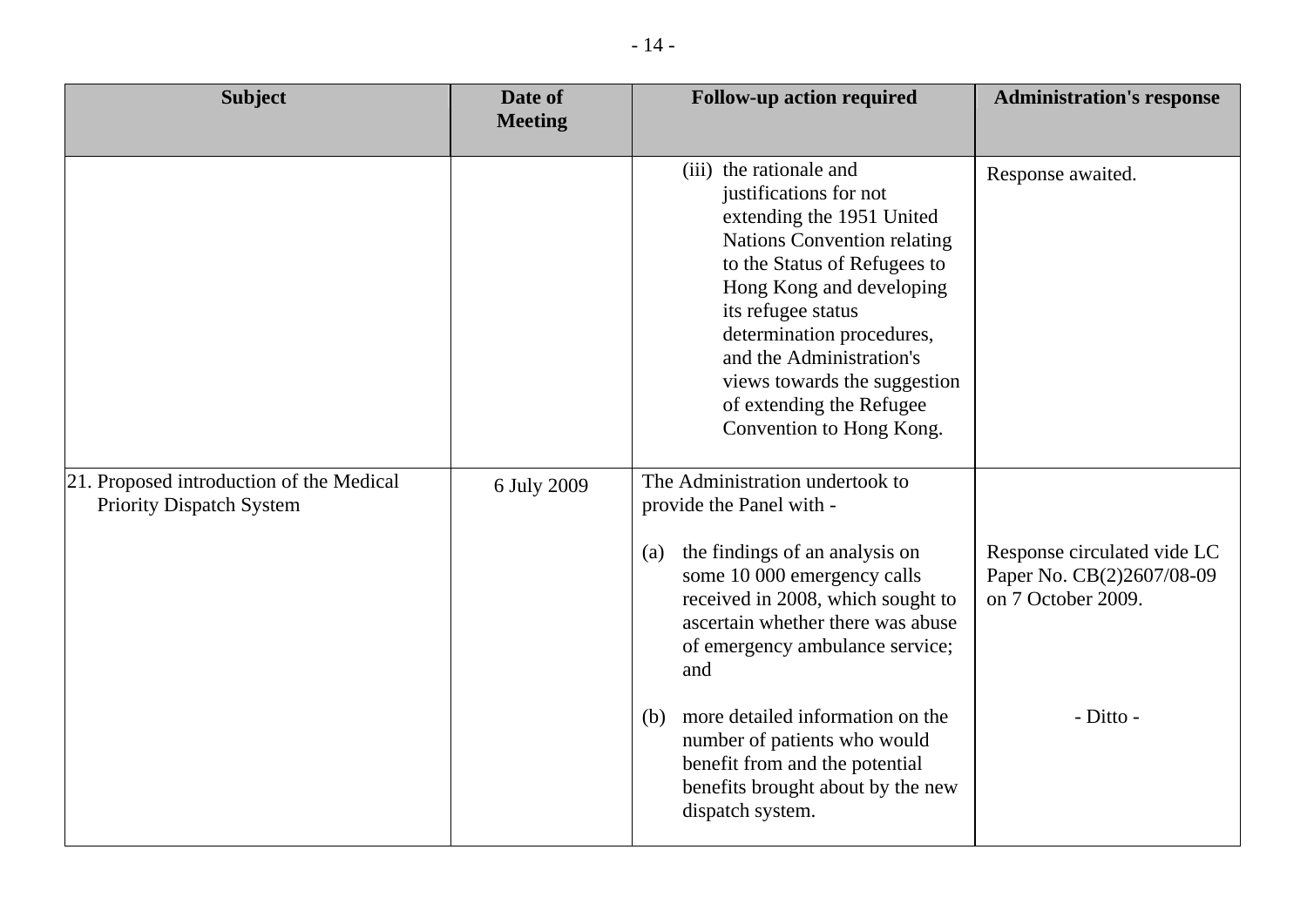| Subject | Date of Meeting | Follow-up action required | Administration's response |
|---|---|---|---|
| | | (iii) the rationale and justifications for not extending the 1951 United Nations Convention relating to the Status of Refugees to Hong Kong and developing its refugee status determination procedures, and the Administration's views towards the suggestion of extending the Refugee Convention to Hong Kong. | Response awaited. |
| 21. Proposed introduction of the Medical Priority Dispatch System | 6 July 2009 | The Administration undertook to provide the Panel with - | |
| | | (a) the findings of an analysis on some 10 000 emergency calls received in 2008, which sought to ascertain whether there was abuse of emergency ambulance service; and | Response circulated vide LC Paper No. CB(2)2607/08-09 on 7 October 2009. |
| | | (b) more detailed information on the number of patients who would benefit from and the potential benefits brought about by the new dispatch system. | - Ditto - |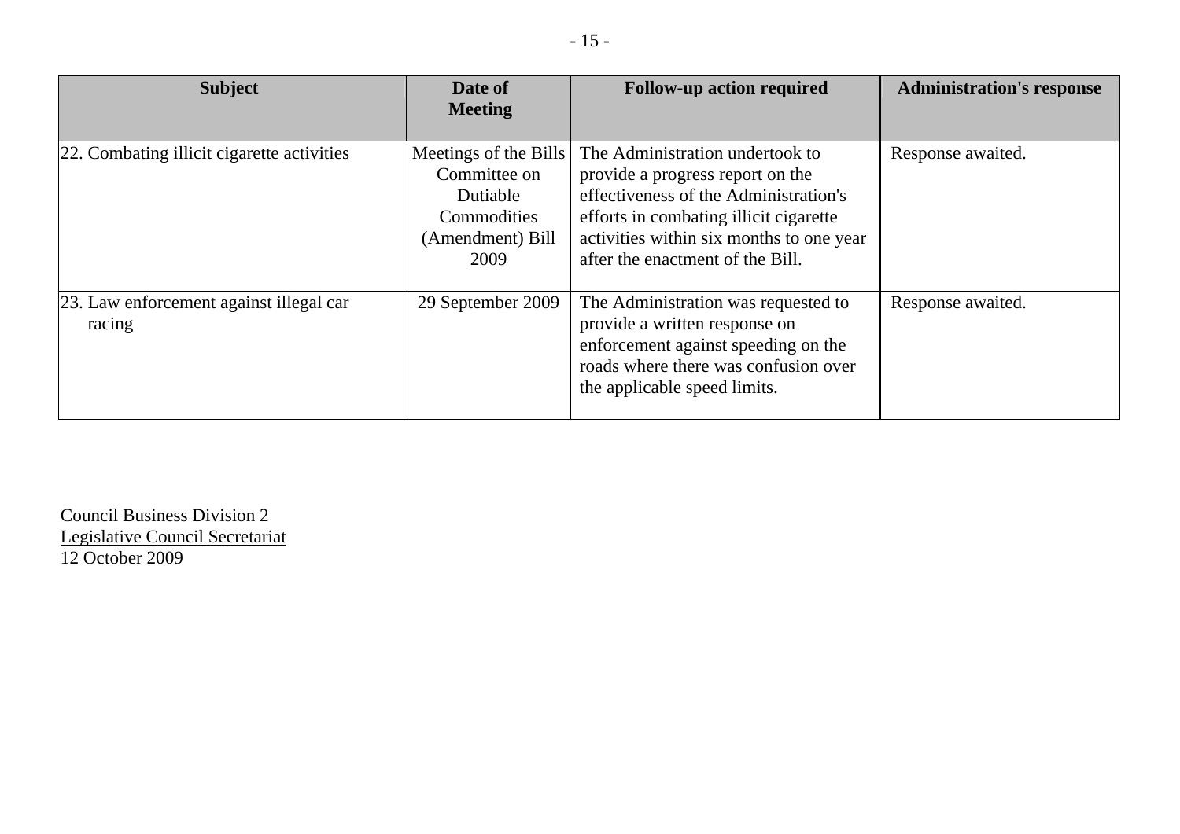| Subject | Date of Meeting | Follow-up action required | Administration's response |
|---|---|---|---|
| 22. Combating illicit cigarette activities | Meetings of the Bills Committee on Dutiable Commodities (Amendment) Bill 2009 | The Administration undertook to provide a progress report on the effectiveness of the Administration's efforts in combating illicit cigarette activities within six months to one year after the enactment of the Bill. | Response awaited. |
| 23. Law enforcement against illegal car racing | 29 September 2009 | The Administration was requested to provide a written response on enforcement against speeding on the roads where there was confusion over the applicable speed limits. | Response awaited. |

Council Business Division 2
Legislative Council Secretariat
12 October 2009